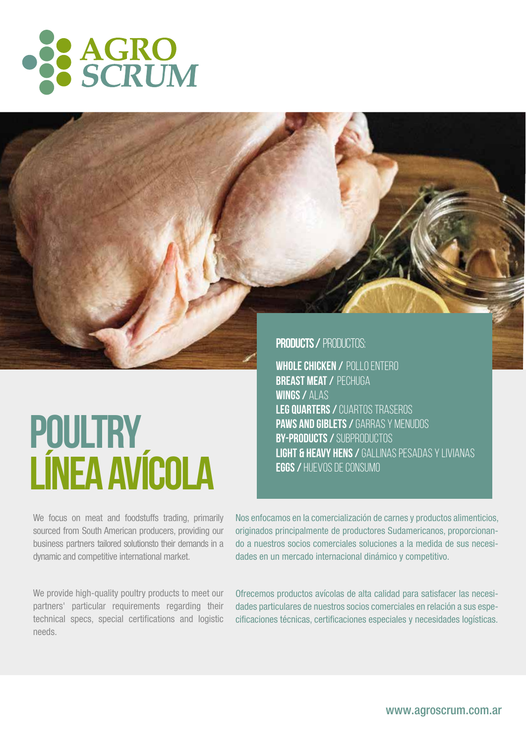AGRO SCRUM

# POULTRY
# LÍNEA AVÍCOLA

**PRODUCTS /** PRODUCTOS:

**WHOLE CHICKEN /** POLLO ENTERO
**BREAST MEAT /** PECHUGA
**WINGS /** ALAS
**LEG QUARTERS /** CUARTOS TRASEROS
**PAWS AND GIBLETS /** GARRAS Y MENUDOS
**BY-PRODUCTS /** SUBPRODUCTOS
**LIGHT & HEAVY HENS /** GALLINAS PESADAS Y LIVIANAS
**EGGS /** HUEVOS DE CONSUMO

We focus on meat and foodstuffs trading, primarily sourced from South American producers, providing our business partners tailored solutionsto their demands in a dynamic and competitive international market.

We provide high-quality poultry products to meet our partners' particular requirements regarding their technical specs, special certifications and logistic needs.

Nos enfocamos en la comercialización de carnes y productos alimenticios, originados principalmente de productores Sudamericanos, proporcionando a nuestros socios comerciales soluciones a la medida de sus necesidades en un mercado internacional dinámico y competitivo.

Ofrecemos productos avícolas de alta calidad para satisfacer las necesidades particulares de nuestros socios comerciales en relación a sus especificaciones técnicas, certificaciones especiales y necesidades logísticas.

www.agroscrum.com.ar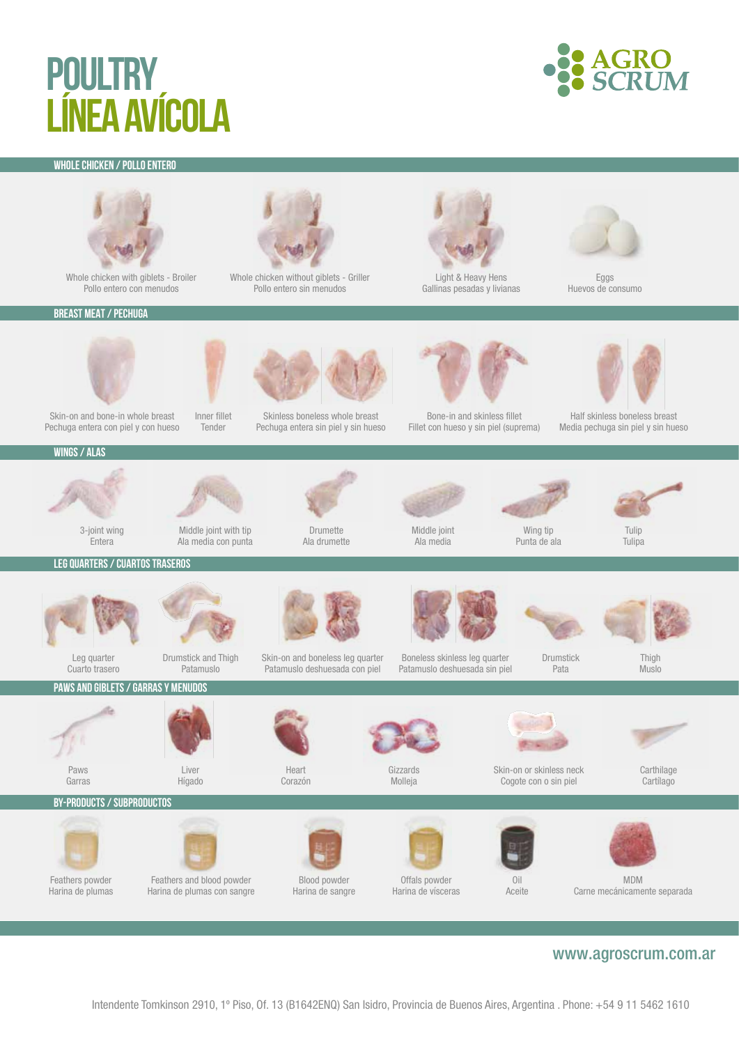# POULTRY
# LÍNEA AVÍCOLA

AGRO SCRUM

## WHOLE CHICKEN / POLLO ENTERO

- Whole chicken with giblets - Broiler / Pollo entero con menudos
- Whole chicken without giblets - Griller / Pollo entero sin menudos
- Light & Heavy Hens / Gallinas pesadas y livianas
- Eggs / Huevos de consumo

## BREAST MEAT / PECHUGA

- Skin-on and bone-in whole breast / Pechuga entera con piel y con hueso
- Inner fillet / Tender
- Skinless boneless whole breast / Pechuga entera sin piel y sin hueso
- Bone-in and skinless fillet / Fillet con hueso y sin piel (suprema)
- Half skinless boneless breast / Media pechuga sin piel y sin hueso

## WINGS / ALAS

- 3-joint wing / Entera
- Middle joint with tip / Ala media con punta
- Drumette / Ala drumette
- Middle joint / Ala media
- Wing tip / Punta de ala
- Tulip / Tulipa

## LEG QUARTERS / CUARTOS TRASEROS

- Leg quarter / Cuarto trasero
- Drumstick and Thigh / Patamuslo
- Skin-on and boneless leg quarter / Patamuslo deshuesada con piel
- Boneless skinless leg quarter / Patamuslo deshuesada sin piel
- Drumstick / Pata
- Thigh / Muslo

## PAWS AND GIBLETS / GARRAS Y MENUDOS

- Paws / Garras
- Liver / Higado
- Heart / Corazón
- Gizzards / Molleja
- Skin-on or skinless neck / Cogote con o sin piel
- Carthilage / Cartilago

## BY-PRODUCTS / SUBPRODUCTOS

- Feathers powder / Harina de plumas
- Feathers and blood powder / Harina de plumas con sangre
- Blood powder / Harina de sangre
- Offals powder / Harina de vísceras
- Oil / Aceite
- MDM / Carne mecánicamente separada

www.agroscrum.com.ar

Intendente Tomkinson 2910, 1º Piso, Of. 13 (B1642ENQ) San Isidro, Provincia de Buenos Aires, Argentina . Phone: +54 9 11 5462 1610